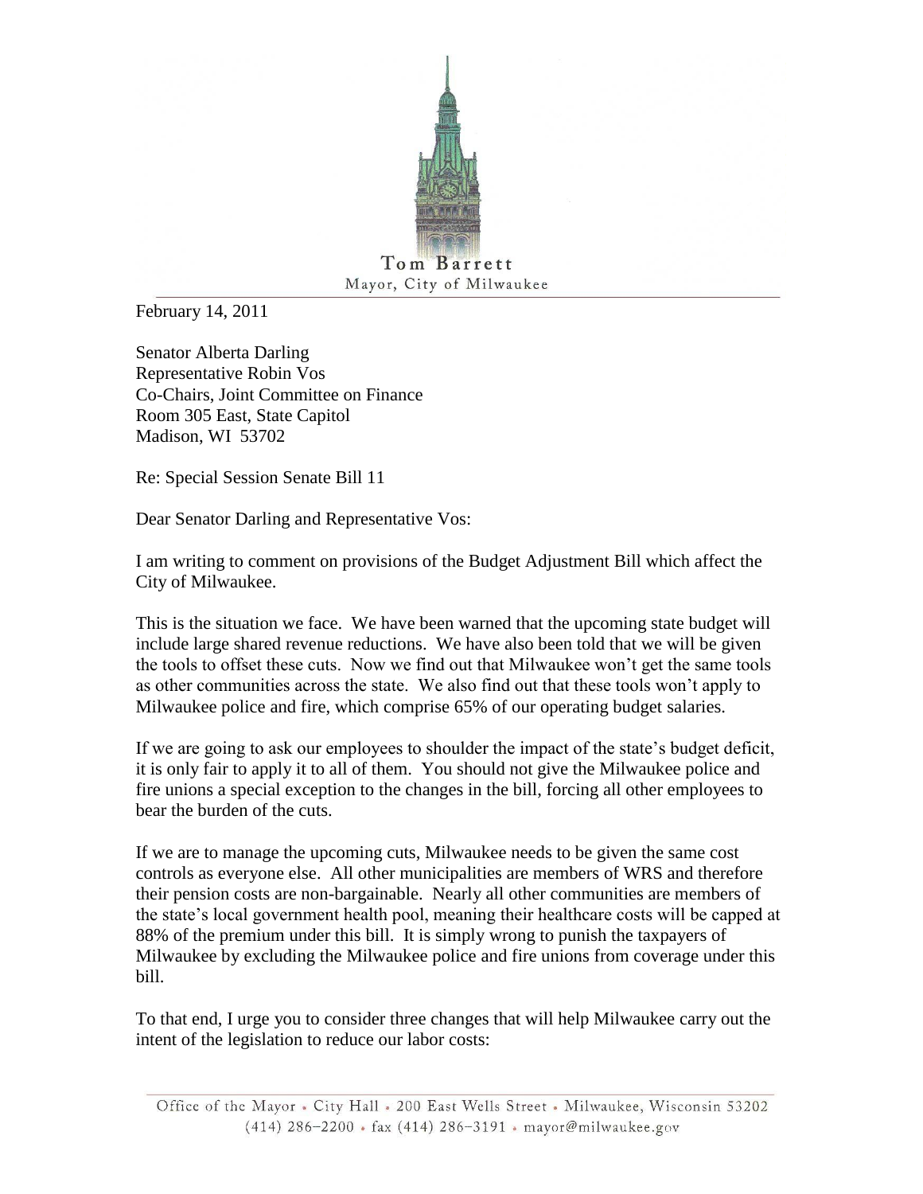Tom Barrett
Mayor, City of Milwaukee

February 14, 2011

Senator Alberta Darling
Representative Robin Vos
Co-Chairs, Joint Committee on Finance
Room 305 East, State Capitol
Madison, WI 53702

Re: Special Session Senate Bill 11

Dear Senator Darling and Representative Vos:

I am writing to comment on provisions of the Budget Adjustment Bill which affect the City of Milwaukee.

This is the situation we face. We have been warned that the upcoming state budget will include large shared revenue reductions. We have also been told that we will be given the tools to offset these cuts. Now we find out that Milwaukee won't get the same tools as other communities across the state. We also find out that these tools won't apply to Milwaukee police and fire, which comprise 65% of our operating budget salaries.

If we are going to ask our employees to shoulder the impact of the state's budget deficit, it is only fair to apply it to all of them. You should not give the Milwaukee police and fire unions a special exception to the changes in the bill, forcing all other employees to bear the burden of the cuts.

If we are to manage the upcoming cuts, Milwaukee needs to be given the same cost controls as everyone else. All other municipalities are members of WRS and therefore their pension costs are non-bargainable. Nearly all other communities are members of the state's local government health pool, meaning their healthcare costs will be capped at 88% of the premium under this bill. It is simply wrong to punish the taxpayers of Milwaukee by excluding the Milwaukee police and fire unions from coverage under this bill.

To that end, I urge you to consider three changes that will help Milwaukee carry out the intent of the legislation to reduce our labor costs:

Office of the Mayor • City Hall • 200 East Wells Street • Milwaukee, Wisconsin 53202
(414) 286-2200 • fax (414) 286-3191 • mayor@milwaukee.gov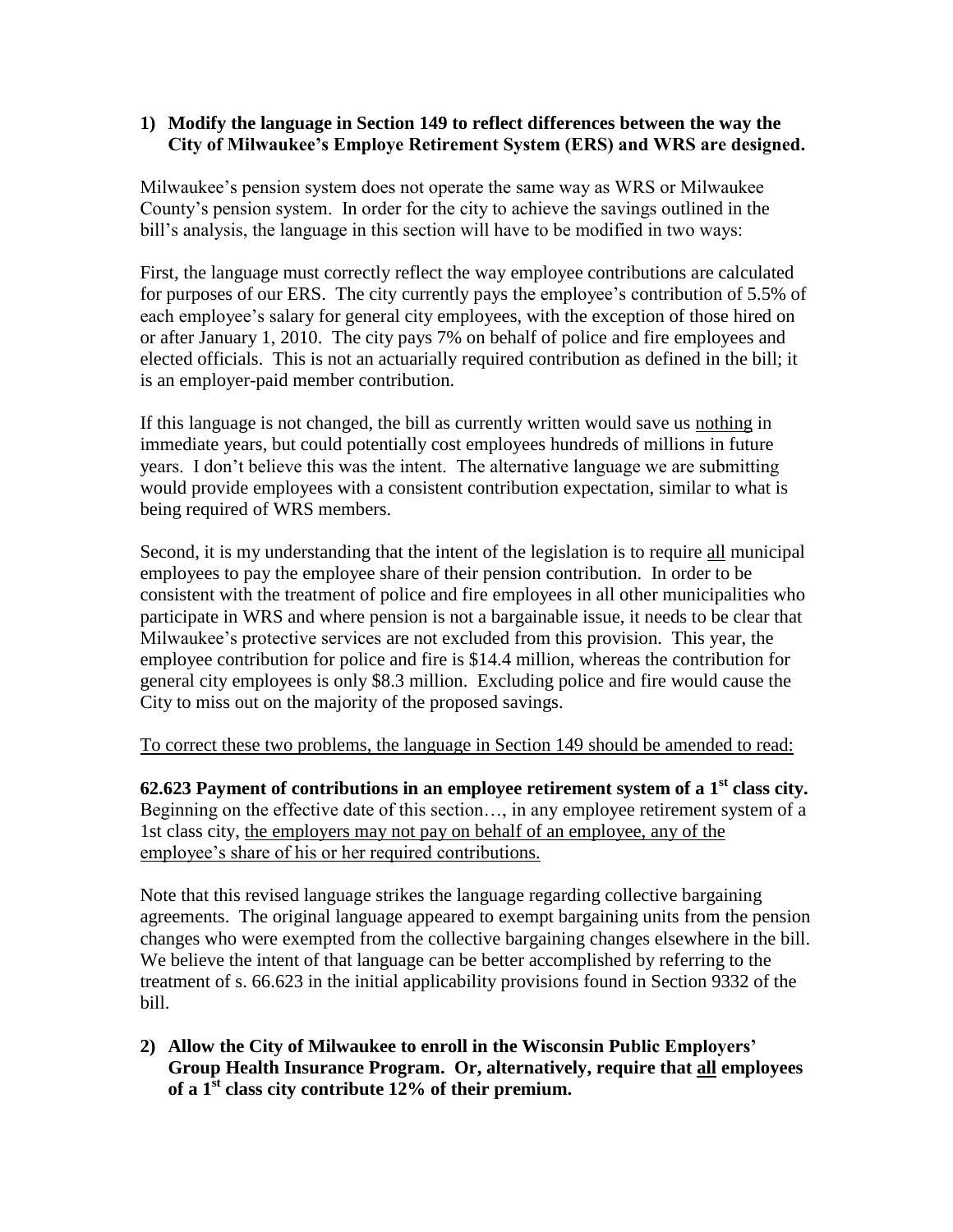1) **Modify the language in Section 149 to reflect differences between the way the City of Milwaukee's Employe Retirement System (ERS) and WRS are designed.**

Milwaukee's pension system does not operate the same way as WRS or Milwaukee County's pension system. In order for the city to achieve the savings outlined in the bill's analysis, the language in this section will have to be modified in two ways:

First, the language must correctly reflect the way employee contributions are calculated for purposes of our ERS. The city currently pays the employee's contribution of 5.5% of each employee's salary for general city employees, with the exception of those hired on or after January 1, 2010. The city pays 7% on behalf of police and fire employees and elected officials. This is not an actuarially required contribution as defined in the bill; it is an employer-paid member contribution.

If this language is not changed, the bill as currently written would save us nothing in immediate years, but could potentially cost employees hundreds of millions in future years. I don't believe this was the intent. The alternative language we are submitting would provide employees with a consistent contribution expectation, similar to what is being required of WRS members.

Second, it is my understanding that the intent of the legislation is to require all municipal employees to pay the employee share of their pension contribution. In order to be consistent with the treatment of police and fire employees in all other municipalities who participate in WRS and where pension is not a bargainable issue, it needs to be clear that Milwaukee's protective services are not excluded from this provision. This year, the employee contribution for police and fire is \$14.4 million, whereas the contribution for general city employees is only \$8.3 million. Excluding police and fire would cause the City to miss out on the majority of the proposed savings.

To correct these two problems, the language in Section 149 should be amended to read:

**62.623 Payment of contributions in an employee retirement system of a 1st class city.** Beginning on the effective date of this section…, in any employee retirement system of a 1st class city, the employers may not pay on behalf of an employee, any of the employee's share of his or her required contributions.

Note that this revised language strikes the language regarding collective bargaining agreements. The original language appeared to exempt bargaining units from the pension changes who were exempted from the collective bargaining changes elsewhere in the bill. We believe the intent of that language can be better accomplished by referring to the treatment of s. 66.623 in the initial applicability provisions found in Section 9332 of the bill.

2) **Allow the City of Milwaukee to enroll in the Wisconsin Public Employers' Group Health Insurance Program. Or, alternatively, require that all employees of a 1st class city contribute 12% of their premium.**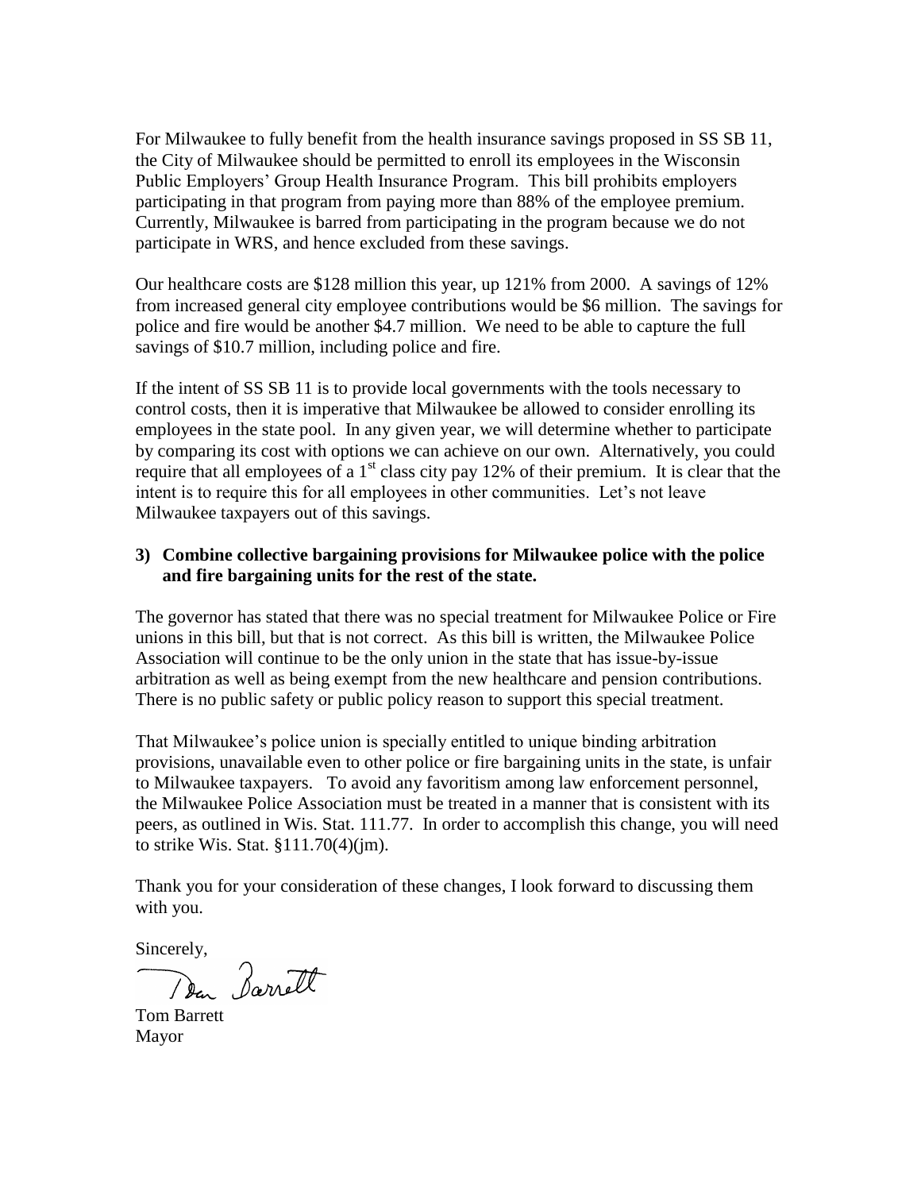For Milwaukee to fully benefit from the health insurance savings proposed in SS SB 11, the City of Milwaukee should be permitted to enroll its employees in the Wisconsin Public Employers' Group Health Insurance Program. This bill prohibits employers participating in that program from paying more than 88% of the employee premium. Currently, Milwaukee is barred from participating in the program because we do not participate in WRS, and hence excluded from these savings.

Our healthcare costs are $128 million this year, up 121% from 2000. A savings of 12% from increased general city employee contributions would be $6 million. The savings for police and fire would be another $4.7 million. We need to be able to capture the full savings of $10.7 million, including police and fire.

If the intent of SS SB 11 is to provide local governments with the tools necessary to control costs, then it is imperative that Milwaukee be allowed to consider enrolling its employees in the state pool. In any given year, we will determine whether to participate by comparing its cost with options we can achieve on our own. Alternatively, you could require that all employees of a 1st class city pay 12% of their premium. It is clear that the intent is to require this for all employees in other communities. Let's not leave Milwaukee taxpayers out of this savings.

**3) Combine collective bargaining provisions for Milwaukee police with the police and fire bargaining units for the rest of the state.**

The governor has stated that there was no special treatment for Milwaukee Police or Fire unions in this bill, but that is not correct. As this bill is written, the Milwaukee Police Association will continue to be the only union in the state that has issue-by-issue arbitration as well as being exempt from the new healthcare and pension contributions. There is no public safety or public policy reason to support this special treatment.

That Milwaukee's police union is specially entitled to unique binding arbitration provisions, unavailable even to other police or fire bargaining units in the state, is unfair to Milwaukee taxpayers. To avoid any favoritism among law enforcement personnel, the Milwaukee Police Association must be treated in a manner that is consistent with its peers, as outlined in Wis. Stat. 111.77. In order to accomplish this change, you will need to strike Wis. Stat. §111.70(4)(jm).

Thank you for your consideration of these changes, I look forward to discussing them with you.

Sincerely,

Tom Barrett
Mayor